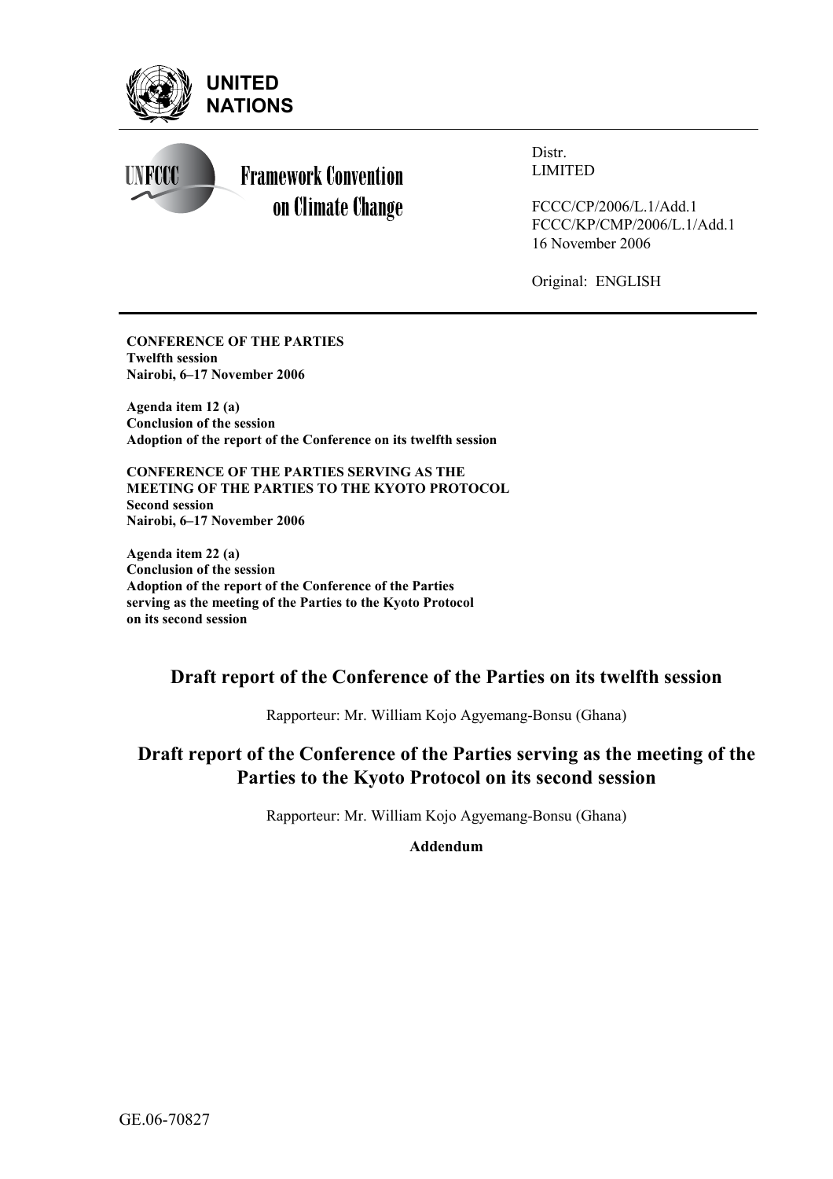**UNITED NATIONS**

**Framework Convention on Climate Change**

Distr.
LIMITED

FCCC/CP/2006/L.1/Add.1
FCCC/KP/CMP/2006/L.1/Add.1
16 November 2006

Original: ENGLISH

**CONFERENCE OF THE PARTIES**
**Twelfth session**
**Nairobi, 6–17 November 2006**

**Agenda item 12 (a)**
**Conclusion of the session**
**Adoption of the report of the Conference on its twelfth session**

**CONFERENCE OF THE PARTIES SERVING AS THE MEETING OF THE PARTIES TO THE KYOTO PROTOCOL**
**Second session**
**Nairobi, 6–17 November 2006**

**Agenda item 22 (a)**
**Conclusion of the session**
**Adoption of the report of the Conference of the Parties serving as the meeting of the Parties to the Kyoto Protocol on its second session**

# Draft report of the Conference of the Parties on its twelfth session

Rapporteur: Mr. William Kojo Agyemang-Bonsu (Ghana)

# Draft report of the Conference of the Parties serving as the meeting of the Parties to the Kyoto Protocol on its second session

Rapporteur: Mr. William Kojo Agyemang-Bonsu (Ghana)

**Addendum**

GE.06-70827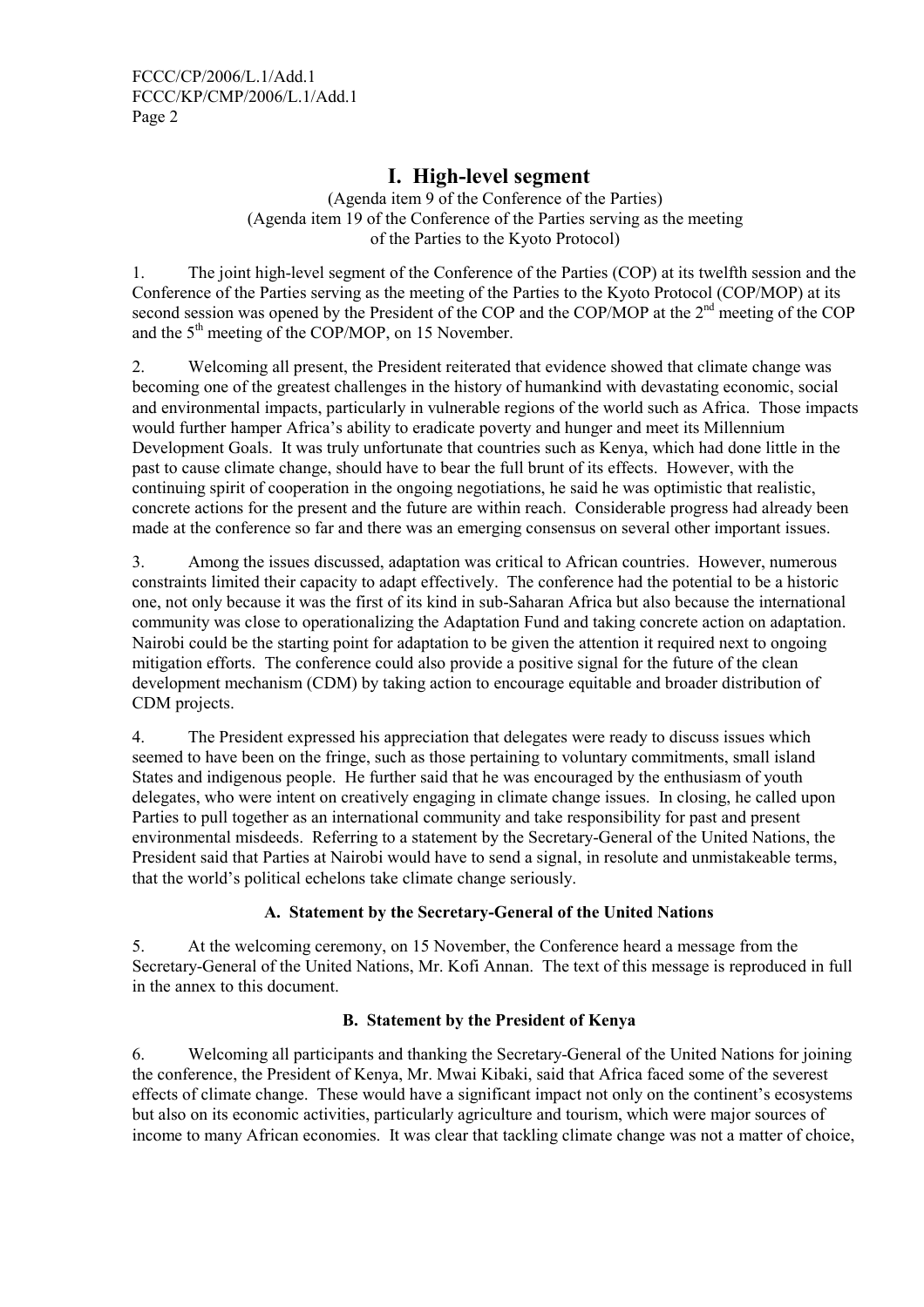# I. High-level segment

(Agenda item 9 of the Conference of the Parties)
(Agenda item 19 of the Conference of the Parties serving as the meeting of the Parties to the Kyoto Protocol)

1. The joint high-level segment of the Conference of the Parties (COP) at its twelfth session and the Conference of the Parties serving as the meeting of the Parties to the Kyoto Protocol (COP/MOP) at its second session was opened by the President of the COP and the COP/MOP at the 2nd meeting of the COP and the 5th meeting of the COP/MOP, on 15 November.

2. Welcoming all present, the President reiterated that evidence showed that climate change was becoming one of the greatest challenges in the history of humankind with devastating economic, social and environmental impacts, particularly in vulnerable regions of the world such as Africa. Those impacts would further hamper Africa's ability to eradicate poverty and hunger and meet its Millennium Development Goals. It was truly unfortunate that countries such as Kenya, which had done little in the past to cause climate change, should have to bear the full brunt of its effects. However, with the continuing spirit of cooperation in the ongoing negotiations, he said he was optimistic that realistic, concrete actions for the present and the future are within reach. Considerable progress had already been made at the conference so far and there was an emerging consensus on several other important issues.

3. Among the issues discussed, adaptation was critical to African countries. However, numerous constraints limited their capacity to adapt effectively. The conference had the potential to be a historic one, not only because it was the first of its kind in sub-Saharan Africa but also because the international community was close to operationalizing the Adaptation Fund and taking concrete action on adaptation. Nairobi could be the starting point for adaptation to be given the attention it required next to ongoing mitigation efforts. The conference could also provide a positive signal for the future of the clean development mechanism (CDM) by taking action to encourage equitable and broader distribution of CDM projects.

4. The President expressed his appreciation that delegates were ready to discuss issues which seemed to have been on the fringe, such as those pertaining to voluntary commitments, small island States and indigenous people. He further said that he was encouraged by the enthusiasm of youth delegates, who were intent on creatively engaging in climate change issues. In closing, he called upon Parties to pull together as an international community and take responsibility for past and present environmental misdeeds. Referring to a statement by the Secretary-General of the United Nations, the President said that Parties at Nairobi would have to send a signal, in resolute and unmistakeable terms, that the world's political echelons take climate change seriously.

### A. Statement by the Secretary-General of the United Nations

5. At the welcoming ceremony, on 15 November, the Conference heard a message from the Secretary-General of the United Nations, Mr. Kofi Annan. The text of this message is reproduced in full in the annex to this document.

### B. Statement by the President of Kenya

6. Welcoming all participants and thanking the Secretary-General of the United Nations for joining the conference, the President of Kenya, Mr. Mwai Kibaki, said that Africa faced some of the severest effects of climate change. These would have a significant impact not only on the continent's ecosystems but also on its economic activities, particularly agriculture and tourism, which were major sources of income to many African economies. It was clear that tackling climate change was not a matter of choice,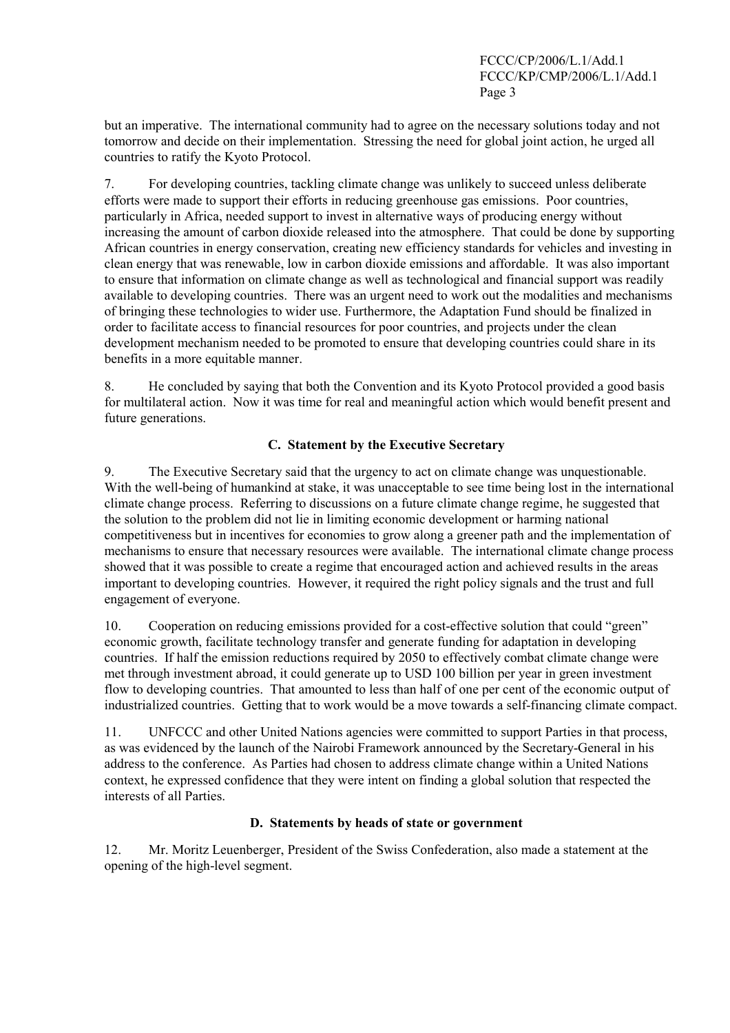but an imperative. The international community had to agree on the necessary solutions today and not tomorrow and decide on their implementation. Stressing the need for global joint action, he urged all countries to ratify the Kyoto Protocol.

7. For developing countries, tackling climate change was unlikely to succeed unless deliberate efforts were made to support their efforts in reducing greenhouse gas emissions. Poor countries, particularly in Africa, needed support to invest in alternative ways of producing energy without increasing the amount of carbon dioxide released into the atmosphere. That could be done by supporting African countries in energy conservation, creating new efficiency standards for vehicles and investing in clean energy that was renewable, low in carbon dioxide emissions and affordable. It was also important to ensure that information on climate change as well as technological and financial support was readily available to developing countries. There was an urgent need to work out the modalities and mechanisms of bringing these technologies to wider use. Furthermore, the Adaptation Fund should be finalized in order to facilitate access to financial resources for poor countries, and projects under the clean development mechanism needed to be promoted to ensure that developing countries could share in its benefits in a more equitable manner.

8. He concluded by saying that both the Convention and its Kyoto Protocol provided a good basis for multilateral action. Now it was time for real and meaningful action which would benefit present and future generations.

### C. Statement by the Executive Secretary

9. The Executive Secretary said that the urgency to act on climate change was unquestionable. With the well-being of humankind at stake, it was unacceptable to see time being lost in the international climate change process. Referring to discussions on a future climate change regime, he suggested that the solution to the problem did not lie in limiting economic development or harming national competitiveness but in incentives for economies to grow along a greener path and the implementation of mechanisms to ensure that necessary resources were available. The international climate change process showed that it was possible to create a regime that encouraged action and achieved results in the areas important to developing countries. However, it required the right policy signals and the trust and full engagement of everyone.

10. Cooperation on reducing emissions provided for a cost-effective solution that could "green" economic growth, facilitate technology transfer and generate funding for adaptation in developing countries. If half the emission reductions required by 2050 to effectively combat climate change were met through investment abroad, it could generate up to USD 100 billion per year in green investment flow to developing countries. That amounted to less than half of one per cent of the economic output of industrialized countries. Getting that to work would be a move towards a self-financing climate compact.

11. UNFCCC and other United Nations agencies were committed to support Parties in that process, as was evidenced by the launch of the Nairobi Framework announced by the Secretary-General in his address to the conference. As Parties had chosen to address climate change within a United Nations context, he expressed confidence that they were intent on finding a global solution that respected the interests of all Parties.

### D. Statements by heads of state or government

12. Mr. Moritz Leuenberger, President of the Swiss Confederation, also made a statement at the opening of the high-level segment.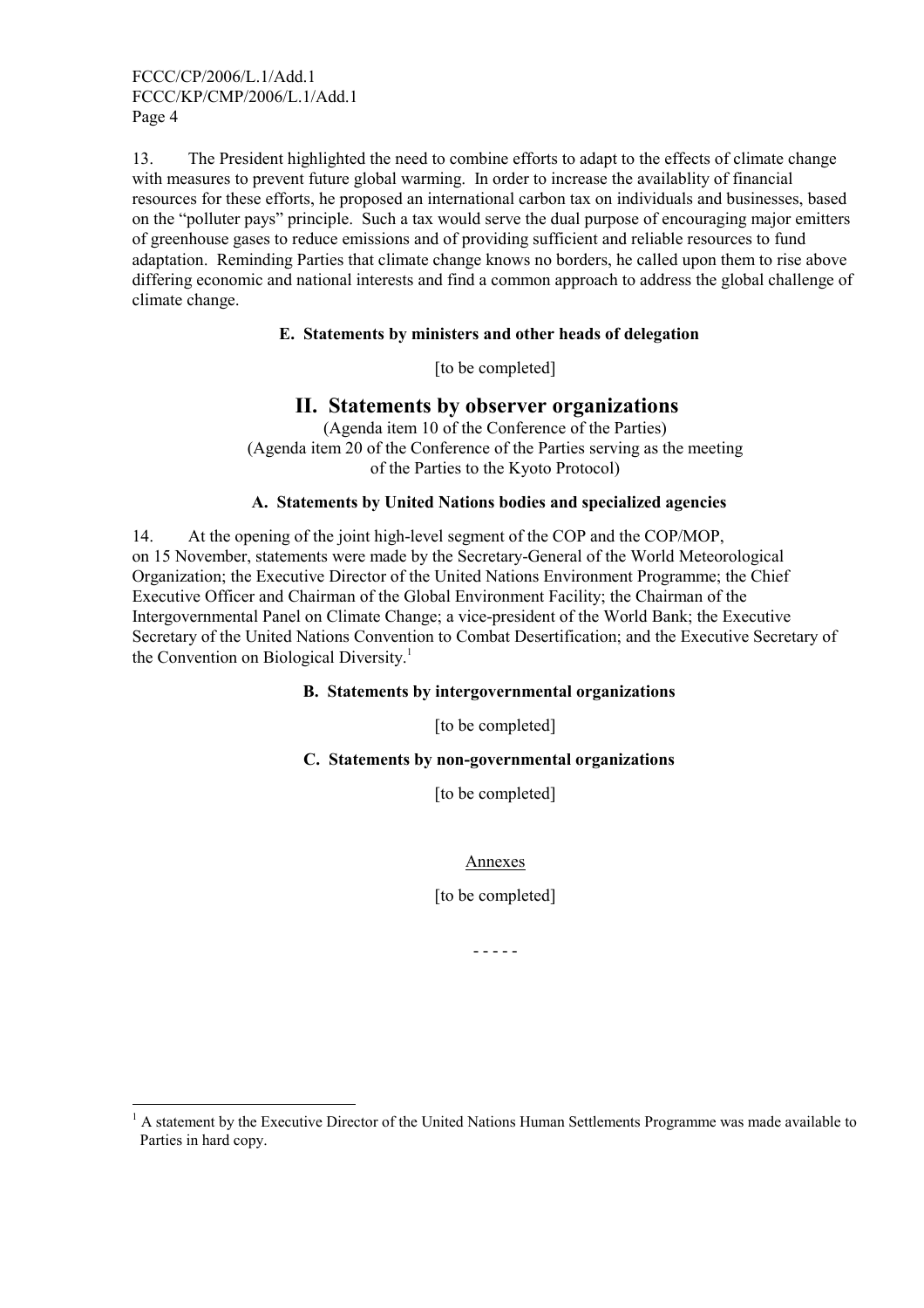13. The President highlighted the need to combine efforts to adapt to the effects of climate change with measures to prevent future global warming. In order to increase the availablity of financial resources for these efforts, he proposed an international carbon tax on individuals and businesses, based on the "polluter pays" principle. Such a tax would serve the dual purpose of encouraging major emitters of greenhouse gases to reduce emissions and of providing sufficient and reliable resources to fund adaptation. Reminding Parties that climate change knows no borders, he called upon them to rise above differing economic and national interests and find a common approach to address the global challenge of climate change.

### E. Statements by ministers and other heads of delegation

[to be completed]

## II. Statements by observer organizations

(Agenda item 10 of the Conference of the Parties)
(Agenda item 20 of the Conference of the Parties serving as the meeting of the Parties to the Kyoto Protocol)

### A. Statements by United Nations bodies and specialized agencies

14. At the opening of the joint high-level segment of the COP and the COP/MOP, on 15 November, statements were made by the Secretary-General of the World Meteorological Organization; the Executive Director of the United Nations Environment Programme; the Chief Executive Officer and Chairman of the Global Environment Facility; the Chairman of the Intergovernmental Panel on Climate Change; a vice-president of the World Bank; the Executive Secretary of the United Nations Convention to Combat Desertification; and the Executive Secretary of the Convention on Biological Diversity.[1]

### B. Statements by intergovernmental organizations

[to be completed]

### C. Statements by non-governmental organizations

[to be completed]

Annexes

[to be completed]

- - - - -

[1] A statement by the Executive Director of the United Nations Human Settlements Programme was made available to Parties in hard copy.